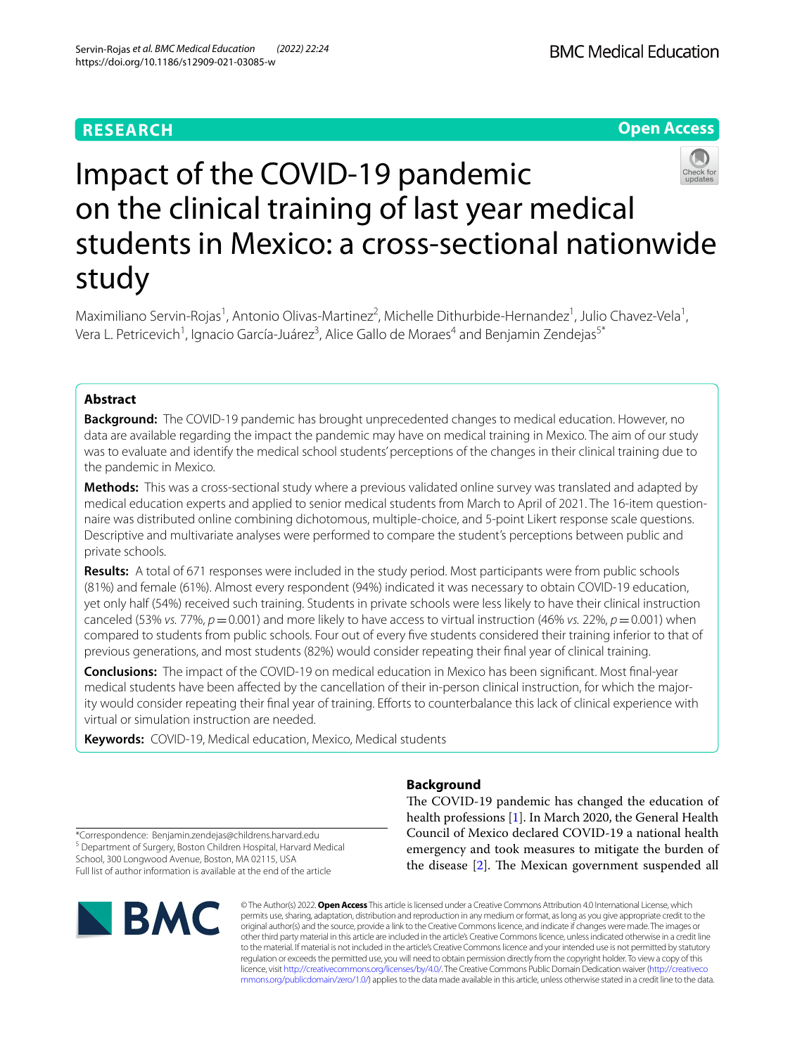RESEARCH

Open Access

# Impact of the COVID-19 pandemic on the clinical training of last year medical students in Mexico: a cross-sectional nationwide study

Maximiliano Servin-Rojas[1], Antonio Olivas-Martinez[2], Michelle Dithurbide-Hernandez[1], Julio Chavez-Vela[1], Vera L. Petricevich[1], Ignacio García-Juárez[3], Alice Gallo de Moraes[4] and Benjamin Zendejas[5*]

## Abstract

**Background:** The COVID-19 pandemic has brought unprecedented changes to medical education. However, no data are available regarding the impact the pandemic may have on medical training in Mexico. The aim of our study was to evaluate and identify the medical school students' perceptions of the changes in their clinical training due to the pandemic in Mexico.

**Methods:** This was a cross-sectional study where a previous validated online survey was translated and adapted by medical education experts and applied to senior medical students from March to April of 2021. The 16-item questionnaire was distributed online combining dichotomous, multiple-choice, and 5-point Likert response scale questions. Descriptive and multivariate analyses were performed to compare the student's perceptions between public and private schools.

**Results:** A total of 671 responses were included in the study period. Most participants were from public schools (81%) and female (61%). Almost every respondent (94%) indicated it was necessary to obtain COVID-19 education, yet only half (54%) received such training. Students in private schools were less likely to have their clinical instruction canceled (53% *vs.* 77%, $p=0.001$) and more likely to have access to virtual instruction (46% *vs.* 22%, $p=0.001$) when compared to students from public schools. Four out of every five students considered their training inferior to that of previous generations, and most students (82%) would consider repeating their final year of clinical training.

**Conclusions:** The impact of the COVID-19 on medical education in Mexico has been significant. Most final-year medical students have been affected by the cancellation of their in-person clinical instruction, for which the majority would consider repeating their final year of training. Efforts to counterbalance this lack of clinical experience with virtual or simulation instruction are needed.

**Keywords:** COVID-19, Medical education, Mexico, Medical students

*Correspondence: Benjamin.zendejas@childrens.harvard.edu
[5] Department of Surgery, Boston Children Hospital, Harvard Medical School, 300 Longwood Avenue, Boston, MA 02115, USA
Full list of author information is available at the end of the article

## Background

The COVID-19 pandemic has changed the education of health professions [1]. In March 2020, the General Health Council of Mexico declared COVID-19 a national health emergency and took measures to mitigate the burden of the disease [2]. The Mexican government suspended all

© The Author(s) 2022. **Open Access** This article is licensed under a Creative Commons Attribution 4.0 International License, which permits use, sharing, adaptation, distribution and reproduction in any medium or format, as long as you give appropriate credit to the original author(s) and the source, provide a link to the Creative Commons licence, and indicate if changes were made. The images or other third party material in this article are included in the article's Creative Commons licence, unless indicated otherwise in a credit line to the material. If material is not included in the article's Creative Commons licence and your intended use is not permitted by statutory regulation or exceeds the permitted use, you will need to obtain permission directly from the copyright holder. To view a copy of this licence, visit http://creativecommons.org/licenses/by/4.0/. The Creative Commons Public Domain Dedication waiver (http://creativecommons.org/publicdomain/zero/1.0/) applies to the data made available in this article, unless otherwise stated in a credit line to the data.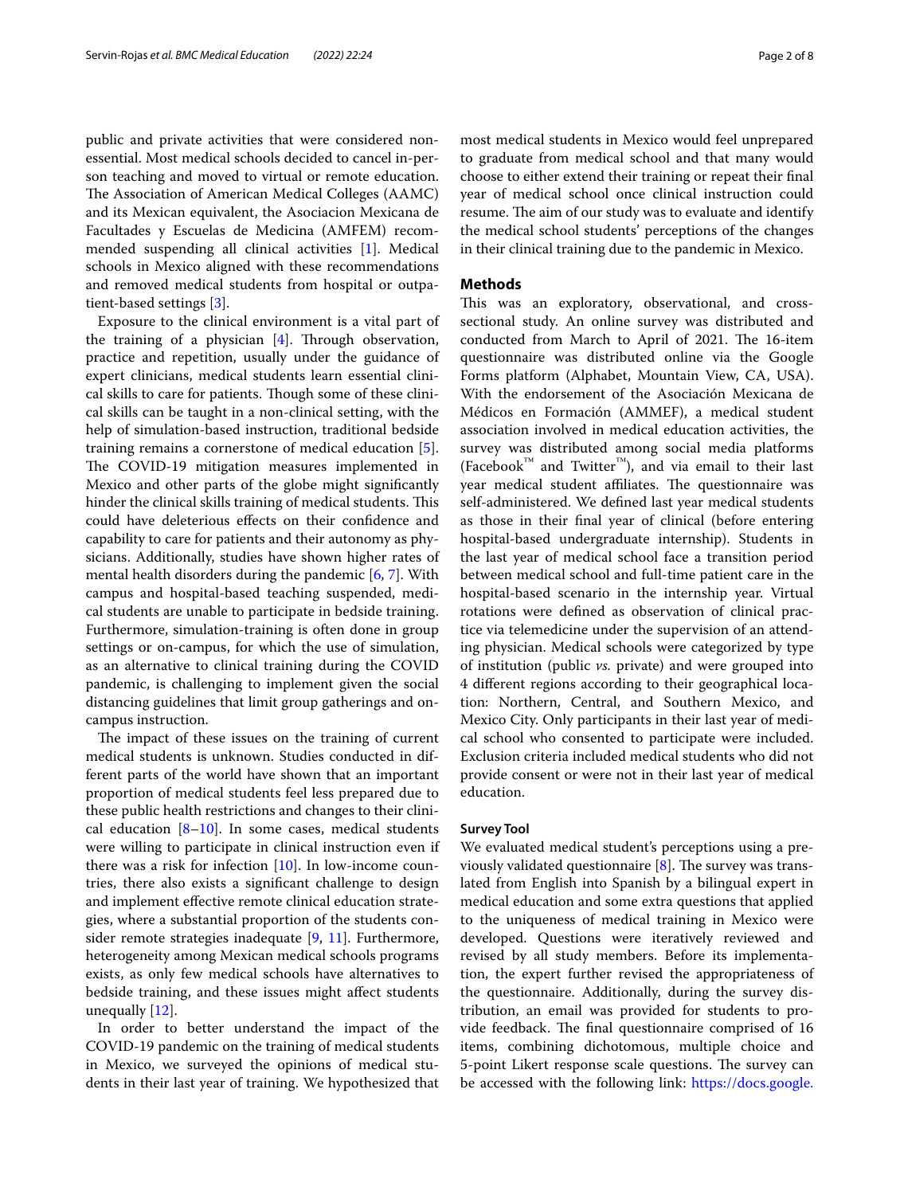public and private activities that were considered non-essential. Most medical schools decided to cancel in-person teaching and moved to virtual or remote education. The Association of American Medical Colleges (AAMC) and its Mexican equivalent, the Asociacion Mexicana de Facultades y Escuelas de Medicina (AMFEM) recommended suspending all clinical activities [1]. Medical schools in Mexico aligned with these recommendations and removed medical students from hospital or outpatient-based settings [3].

Exposure to the clinical environment is a vital part of the training of a physician [4]. Through observation, practice and repetition, usually under the guidance of expert clinicians, medical students learn essential clinical skills to care for patients. Though some of these clinical skills can be taught in a non-clinical setting, with the help of simulation-based instruction, traditional bedside training remains a cornerstone of medical education [5]. The COVID-19 mitigation measures implemented in Mexico and other parts of the globe might significantly hinder the clinical skills training of medical students. This could have deleterious effects on their confidence and capability to care for patients and their autonomy as physicians. Additionally, studies have shown higher rates of mental health disorders during the pandemic [6, 7]. With campus and hospital-based teaching suspended, medical students are unable to participate in bedside training. Furthermore, simulation-training is often done in group settings or on-campus, for which the use of simulation, as an alternative to clinical training during the COVID pandemic, is challenging to implement given the social distancing guidelines that limit group gatherings and on-campus instruction.

The impact of these issues on the training of current medical students is unknown. Studies conducted in different parts of the world have shown that an important proportion of medical students feel less prepared due to these public health restrictions and changes to their clinical education [8–10]. In some cases, medical students were willing to participate in clinical instruction even if there was a risk for infection [10]. In low-income countries, there also exists a significant challenge to design and implement effective remote clinical education strategies, where a substantial proportion of the students consider remote strategies inadequate [9, 11]. Furthermore, heterogeneity among Mexican medical schools programs exists, as only few medical schools have alternatives to bedside training, and these issues might affect students unequally [12].

In order to better understand the impact of the COVID-19 pandemic on the training of medical students in Mexico, we surveyed the opinions of medical students in their last year of training. We hypothesized that most medical students in Mexico would feel unprepared to graduate from medical school and that many would choose to either extend their training or repeat their final year of medical school once clinical instruction could resume. The aim of our study was to evaluate and identify the medical school students' perceptions of the changes in their clinical training due to the pandemic in Mexico.

## Methods

This was an exploratory, observational, and cross-sectional study. An online survey was distributed and conducted from March to April of 2021. The 16-item questionnaire was distributed online via the Google Forms platform (Alphabet, Mountain View, CA, USA). With the endorsement of the Asociación Mexicana de Médicos en Formación (AMMEF), a medical student association involved in medical education activities, the survey was distributed among social media platforms (Facebook™ and Twitter™), and via email to their last year medical student affiliates. The questionnaire was self-administered. We defined last year medical students as those in their final year of clinical (before entering hospital-based undergraduate internship). Students in the last year of medical school face a transition period between medical school and full-time patient care in the hospital-based scenario in the internship year. Virtual rotations were defined as observation of clinical practice via telemedicine under the supervision of an attending physician. Medical schools were categorized by type of institution (public *vs.* private) and were grouped into 4 different regions according to their geographical location: Northern, Central, and Southern Mexico, and Mexico City. Only participants in their last year of medical school who consented to participate were included. Exclusion criteria included medical students who did not provide consent or were not in their last year of medical education.

### Survey Tool

We evaluated medical student's perceptions using a previously validated questionnaire [8]. The survey was translated from English into Spanish by a bilingual expert in medical education and some extra questions that applied to the uniqueness of medical training in Mexico were developed. Questions were iteratively reviewed and revised by all study members. Before its implementation, the expert further revised the appropriateness of the questionnaire. Additionally, during the survey distribution, an email was provided for students to provide feedback. The final questionnaire comprised of 16 items, combining dichotomous, multiple choice and 5-point Likert response scale questions. The survey can be accessed with the following link: https://docs.google.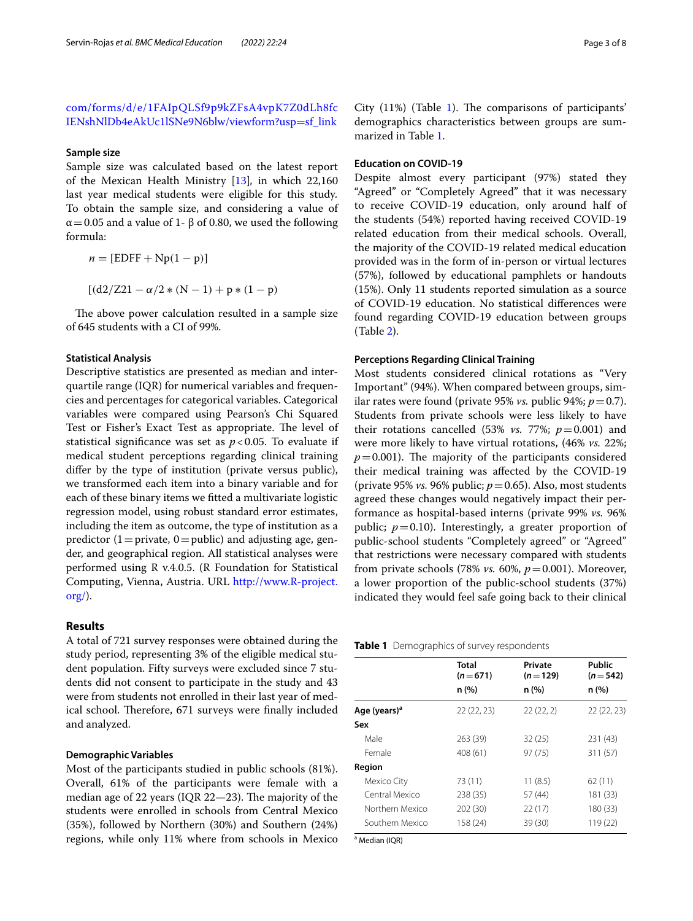com/forms/d/e/1FAIpQLSf9p9kZFsA4vpK7Z0dLh8fcIENshNlDb4eAkUc1lSNe9N6blw/viewform?usp=sf_link

### Sample size

Sample size was calculated based on the latest report of the Mexican Health Ministry [13], in which 22,160 last year medical students were eligible for this study. To obtain the sample size, and considering a value of α = 0.05 and a value of 1- β of 0.80, we used the following formula:

$$n = [\mathrm{EDFF} + \mathrm{Np}(1 - \mathrm{p})]$$

$$[(\mathrm{d2}/\mathrm{Z21} - \alpha/2 * (\mathrm{N} - 1) + \mathrm{p} * (1 - \mathrm{p})$$

The above power calculation resulted in a sample size of 645 students with a CI of 99%.

### Statistical Analysis

Descriptive statistics are presented as median and interquartile range (IQR) for numerical variables and frequencies and percentages for categorical variables. Categorical variables were compared using Pearson's Chi Squared Test or Fisher's Exact Test as appropriate. The level of statistical significance was set as $p < 0.05$. To evaluate if medical student perceptions regarding clinical training differ by the type of institution (private versus public), we transformed each item into a binary variable and for each of these binary items we fitted a multivariate logistic regression model, using robust standard error estimates, including the item as outcome, the type of institution as a predictor (1 = private, 0 = public) and adjusting age, gender, and geographical region. All statistical analyses were performed using R v.4.0.5. (R Foundation for Statistical Computing, Vienna, Austria. URL http://www.R-project.org/).

## Results

A total of 721 survey responses were obtained during the study period, representing 3% of the eligible medical student population. Fifty surveys were excluded since 7 students did not consent to participate in the study and 43 were from students not enrolled in their last year of medical school. Therefore, 671 surveys were finally included and analyzed.

### Demographic Variables

Most of the participants studied in public schools (81%). Overall, 61% of the participants were female with a median age of 22 years (IQR 22—23). The majority of the students were enrolled in schools from Central Mexico (35%), followed by Northern (30%) and Southern (24%) regions, while only 11% where from schools in Mexico City (11%) (Table 1). The comparisons of participants' demographics characteristics between groups are summarized in Table 1.

### Education on COVID-19

Despite almost every participant (97%) stated they "Agreed" or "Completely Agreed" that it was necessary to receive COVID-19 education, only around half of the students (54%) reported having received COVID-19 related education from their medical schools. Overall, the majority of the COVID-19 related medical education provided was in the form of in-person or virtual lectures (57%), followed by educational pamphlets or handouts (15%). Only 11 students reported simulation as a source of COVID-19 education. No statistical differences were found regarding COVID-19 education between groups (Table 2).

### Perceptions Regarding Clinical Training

Most students considered clinical rotations as "Very Important" (94%). When compared between groups, similar rates were found (private 95% *vs.* public 94%; $p = 0.7$). Students from private schools were less likely to have their rotations cancelled (53% *vs.* 77%; $p = 0.001$) and were more likely to have virtual rotations, (46% *vs.* 22%; $p = 0.001$). The majority of the participants considered their medical training was affected by the COVID-19 (private 95% *vs.* 96% public; $p = 0.65$). Also, most students agreed these changes would negatively impact their performance as hospital-based interns (private 99% *vs.* 96% public; $p = 0.10$). Interestingly, a greater proportion of public-school students "Completely agreed" or "Agreed" that restrictions were necessary compared with students from private schools (78% *vs.* 60%, $p = 0.001$). Moreover, a lower proportion of the public-school students (37%) indicated they would feel safe going back to their clinical

**Table 1** Demographics of survey respondents

| | Total ($n = 671$) n (%) | Private ($n = 129$) n (%) | Public ($n = 542$) n (%) |
|---|---|---|---|
| **Age (years)**[a] | 22 (22, 23) | 22 (22, 2) | 22 (22, 23) |
| **Sex** | | | |
| Male | 263 (39) | 32 (25) | 231 (43) |
| Female | 408 (61) | 97 (75) | 311 (57) |
| **Region** | | | |
| Mexico City | 73 (11) | 11 (8.5) | 62 (11) |
| Central Mexico | 238 (35) | 57 (44) | 181 (33) |
| Northern Mexico | 202 (30) | 22 (17) | 180 (33) |
| Southern Mexico | 158 (24) | 39 (30) | 119 (22) |

[a] Median (IQR)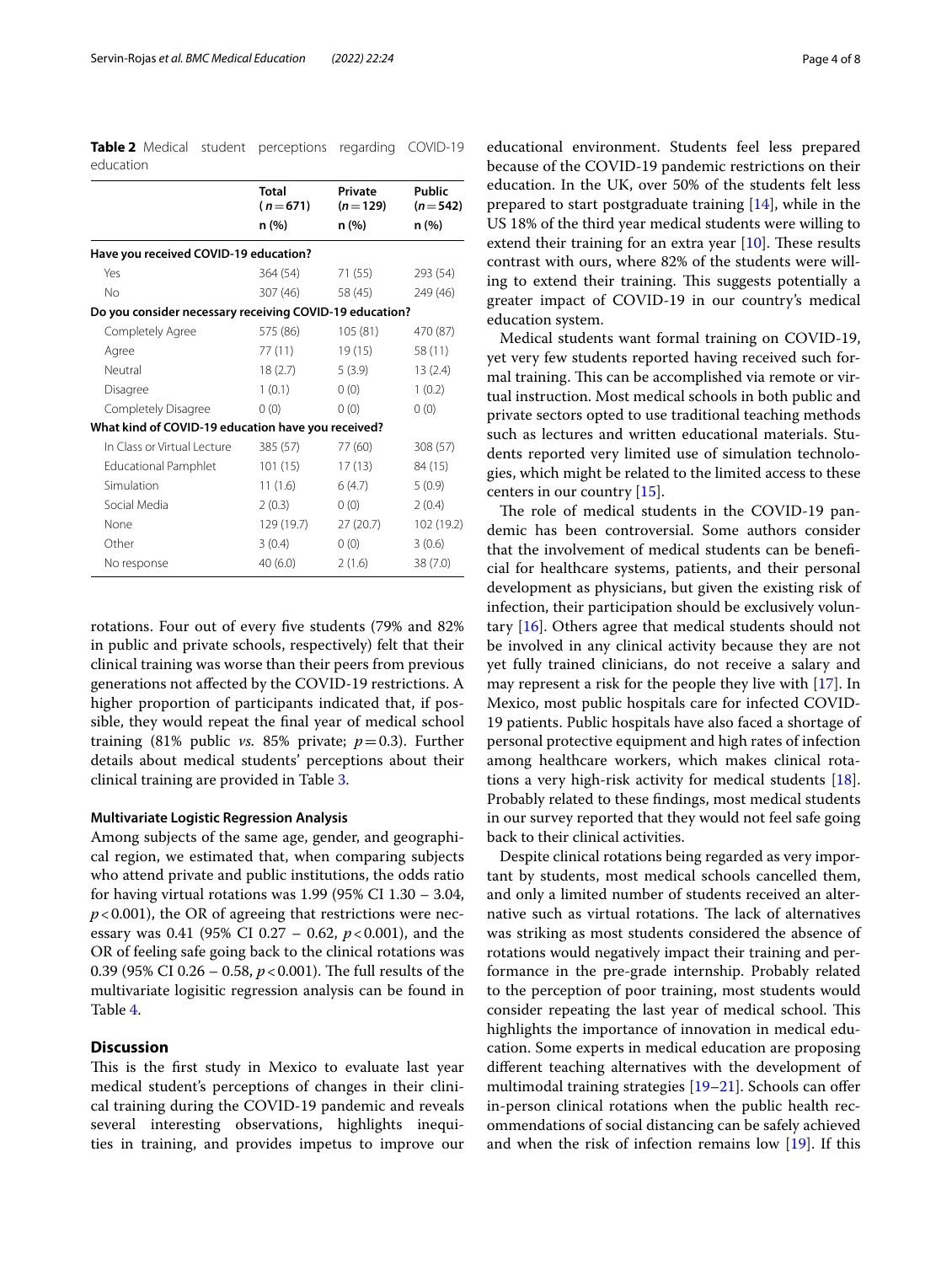**Table 2** Medical student perceptions regarding COVID-19 education

| | Total (*n* = 671) n (%) | Private (*n* = 129) n (%) | Public (*n* = 542) n (%) |
|---|---|---|---|
| **Have you received COVID-19 education?** | | | |
| Yes | 364 (54) | 71 (55) | 293 (54) |
| No | 307 (46) | 58 (45) | 249 (46) |
| **Do you consider necessary receiving COVID-19 education?** | | | |
| Completely Agree | 575 (86) | 105 (81) | 470 (87) |
| Agree | 77 (11) | 19 (15) | 58 (11) |
| Neutral | 18 (2.7) | 5 (3.9) | 13 (2.4) |
| Disagree | 1 (0.1) | 0 (0) | 1 (0.2) |
| Completely Disagree | 0 (0) | 0 (0) | 0 (0) |
| **What kind of COVID-19 education have you received?** | | | |
| In Class or Virtual Lecture | 385 (57) | 77 (60) | 308 (57) |
| Educational Pamphlet | 101 (15) | 17 (13) | 84 (15) |
| Simulation | 11 (1.6) | 6 (4.7) | 5 (0.9) |
| Social Media | 2 (0.3) | 0 (0) | 2 (0.4) |
| None | 129 (19.7) | 27 (20.7) | 102 (19.2) |
| Other | 3 (0.4) | 0 (0) | 3 (0.6) |
| No response | 40 (6.0) | 2 (1.6) | 38 (7.0) |

rotations. Four out of every five students (79% and 82% in public and private schools, respectively) felt that their clinical training was worse than their peers from previous generations not affected by the COVID-19 restrictions. A higher proportion of participants indicated that, if possible, they would repeat the final year of medical school training (81% public *vs.* 85% private; $p = 0.3$). Further details about medical students' perceptions about their clinical training are provided in Table 3.

#### Multivariate Logistic Regression Analysis

Among subjects of the same age, gender, and geographical region, we estimated that, when comparing subjects who attend private and public institutions, the odds ratio for having virtual rotations was 1.99 (95% CI 1.30 – 3.04, $p < 0.001$), the OR of agreeing that restrictions were necessary was 0.41 (95% CI 0.27 – 0.62, $p < 0.001$), and the OR of feeling safe going back to the clinical rotations was 0.39 (95% CI 0.26 – 0.58, $p < 0.001$). The full results of the multivariate logisitic regression analysis can be found in Table 4.

## Discussion

This is the first study in Mexico to evaluate last year medical student's perceptions of changes in their clinical training during the COVID-19 pandemic and reveals several interesting observations, highlights inequities in training, and provides impetus to improve our educational environment. Students feel less prepared because of the COVID-19 pandemic restrictions on their education. In the UK, over 50% of the students felt less prepared to start postgraduate training [14], while in the US 18% of the third year medical students were willing to extend their training for an extra year [10]. These results contrast with ours, where 82% of the students were willing to extend their training. This suggests potentially a greater impact of COVID-19 in our country's medical education system.

Medical students want formal training on COVID-19, yet very few students reported having received such formal training. This can be accomplished via remote or virtual instruction. Most medical schools in both public and private sectors opted to use traditional teaching methods such as lectures and written educational materials. Students reported very limited use of simulation technologies, which might be related to the limited access to these centers in our country [15].

The role of medical students in the COVID-19 pandemic has been controversial. Some authors consider that the involvement of medical students can be beneficial for healthcare systems, patients, and their personal development as physicians, but given the existing risk of infection, their participation should be exclusively voluntary [16]. Others agree that medical students should not be involved in any clinical activity because they are not yet fully trained clinicians, do not receive a salary and may represent a risk for the people they live with [17]. In Mexico, most public hospitals care for infected COVID-19 patients. Public hospitals have also faced a shortage of personal protective equipment and high rates of infection among healthcare workers, which makes clinical rotations a very high-risk activity for medical students [18]. Probably related to these findings, most medical students in our survey reported that they would not feel safe going back to their clinical activities.

Despite clinical rotations being regarded as very important by students, most medical schools cancelled them, and only a limited number of students received an alternative such as virtual rotations. The lack of alternatives was striking as most students considered the absence of rotations would negatively impact their training and performance in the pre-grade internship. Probably related to the perception of poor training, most students would consider repeating the last year of medical school. This highlights the importance of innovation in medical education. Some experts in medical education are proposing different teaching alternatives with the development of multimodal training strategies [19–21]. Schools can offer in-person clinical rotations when the public health recommendations of social distancing can be safely achieved and when the risk of infection remains low [19]. If this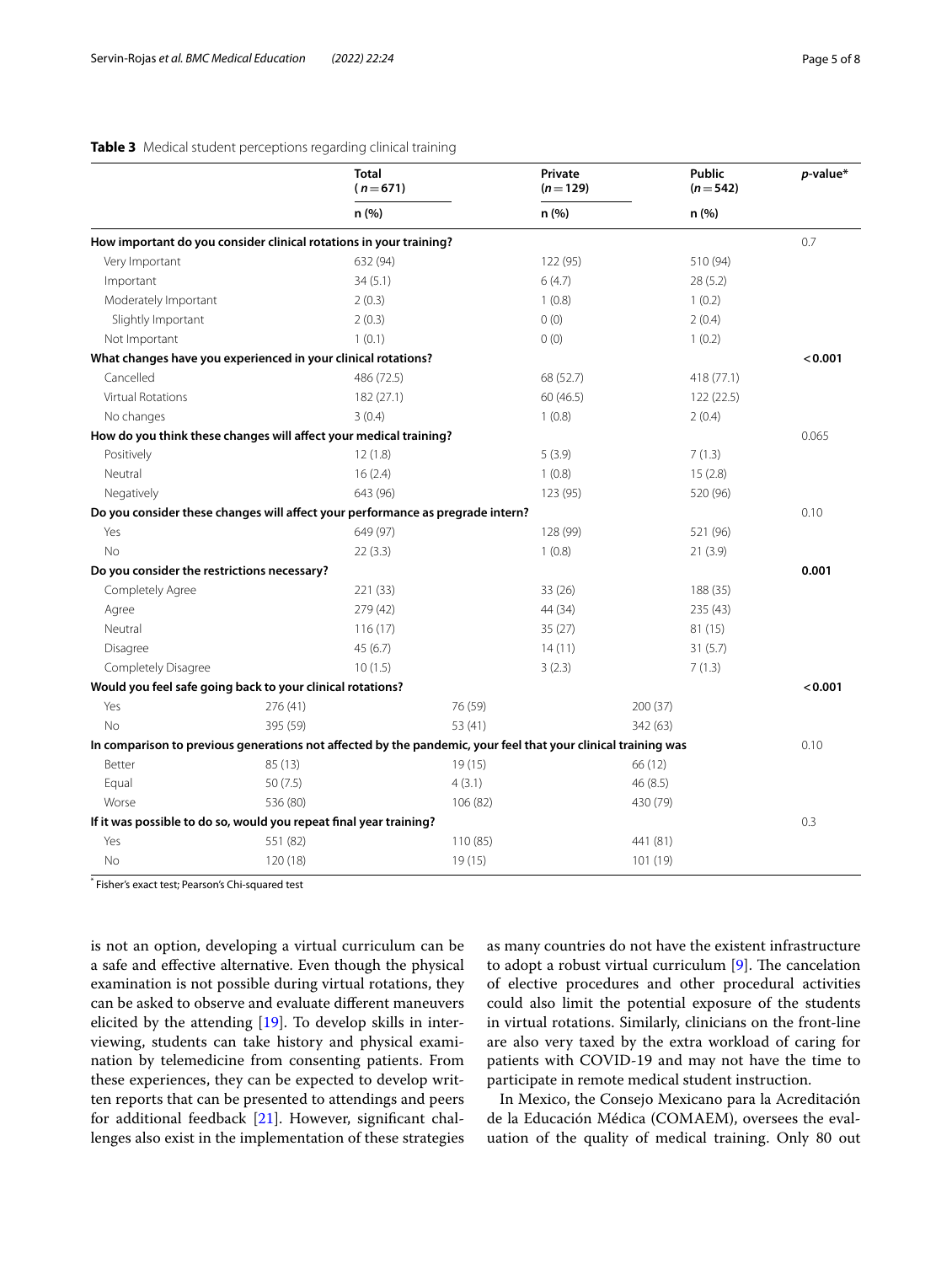**Table 3** Medical student perceptions regarding clinical training

| | Total (n=671) | Private (n=129) | Public (n=542) | p-value* |
|---|---|---|---|---|
| | n (%) | n (%) | n (%) | |
| **How important do you consider clinical rotations in your training?** | | | | 0.7 |
| Very Important | 632 (94) | 122 (95) | 510 (94) | |
| Important | 34 (5.1) | 6 (4.7) | 28 (5.2) | |
| Moderately Important | 2 (0.3) | 1 (0.8) | 1 (0.2) | |
| Slightly Important | 2 (0.3) | 0 (0) | 2 (0.4) | |
| Not Important | 1 (0.1) | 0 (0) | 1 (0.2) | |
| **What changes have you experienced in your clinical rotations?** | | | | **<0.001** |
| Cancelled | 486 (72.5) | 68 (52.7) | 418 (77.1) | |
| Virtual Rotations | 182 (27.1) | 60 (46.5) | 122 (22.5) | |
| No changes | 3 (0.4) | 1 (0.8) | 2 (0.4) | |
| **How do you think these changes will affect your medical training?** | | | | 0.065 |
| Positively | 12 (1.8) | 5 (3.9) | 7 (1.3) | |
| Neutral | 16 (2.4) | 1 (0.8) | 15 (2.8) | |
| Negatively | 643 (96) | 123 (95) | 520 (96) | |
| **Do you consider these changes will affect your performance as pregrade intern?** | | | | 0.10 |
| Yes | 649 (97) | 128 (99) | 521 (96) | |
| No | 22 (3.3) | 1 (0.8) | 21 (3.9) | |
| **Do you consider the restrictions necessary?** | | | | **0.001** |
| Completely Agree | 221 (33) | 33 (26) | 188 (35) | |
| Agree | 279 (42) | 44 (34) | 235 (43) | |
| Neutral | 116 (17) | 35 (27) | 81 (15) | |
| Disagree | 45 (6.7) | 14 (11) | 31 (5.7) | |
| Completely Disagree | 10 (1.5) | 3 (2.3) | 7 (1.3) | |
| **Would you feel safe going back to your clinical rotations?** | | | | **<0.001** |
| Yes | 276 (41) | 76 (59) | 200 (37) | |
| No | 395 (59) | 53 (41) | 342 (63) | |
| **In comparison to previous generations not affected by the pandemic, your feel that your clinical training was** | | | | 0.10 |
| Better | 85 (13) | 19 (15) | 66 (12) | |
| Equal | 50 (7.5) | 4 (3.1) | 46 (8.5) | |
| Worse | 536 (80) | 106 (82) | 430 (79) | |
| **If it was possible to do so, would you repeat final year training?** | | | | 0.3 |
| Yes | 551 (82) | 110 (85) | 441 (81) | |
| No | 120 (18) | 19 (15) | 101 (19) | |

* Fisher's exact test; Pearson's Chi-squared test

is not an option, developing a virtual curriculum can be a safe and effective alternative. Even though the physical examination is not possible during virtual rotations, they can be asked to observe and evaluate different maneuvers elicited by the attending [19]. To develop skills in interviewing, students can take history and physical examination by telemedicine from consenting patients. From these experiences, they can be expected to develop written reports that can be presented to attendings and peers for additional feedback [21]. However, significant challenges also exist in the implementation of these strategies as many countries do not have the existent infrastructure to adopt a robust virtual curriculum [9]. The cancelation of elective procedures and other procedural activities could also limit the potential exposure of the students in virtual rotations. Similarly, clinicians on the front-line are also very taxed by the extra workload of caring for patients with COVID-19 and may not have the time to participate in remote medical student instruction.

In Mexico, the Consejo Mexicano para la Acreditación de la Educación Médica (COMAEM), oversees the evaluation of the quality of medical training. Only 80 out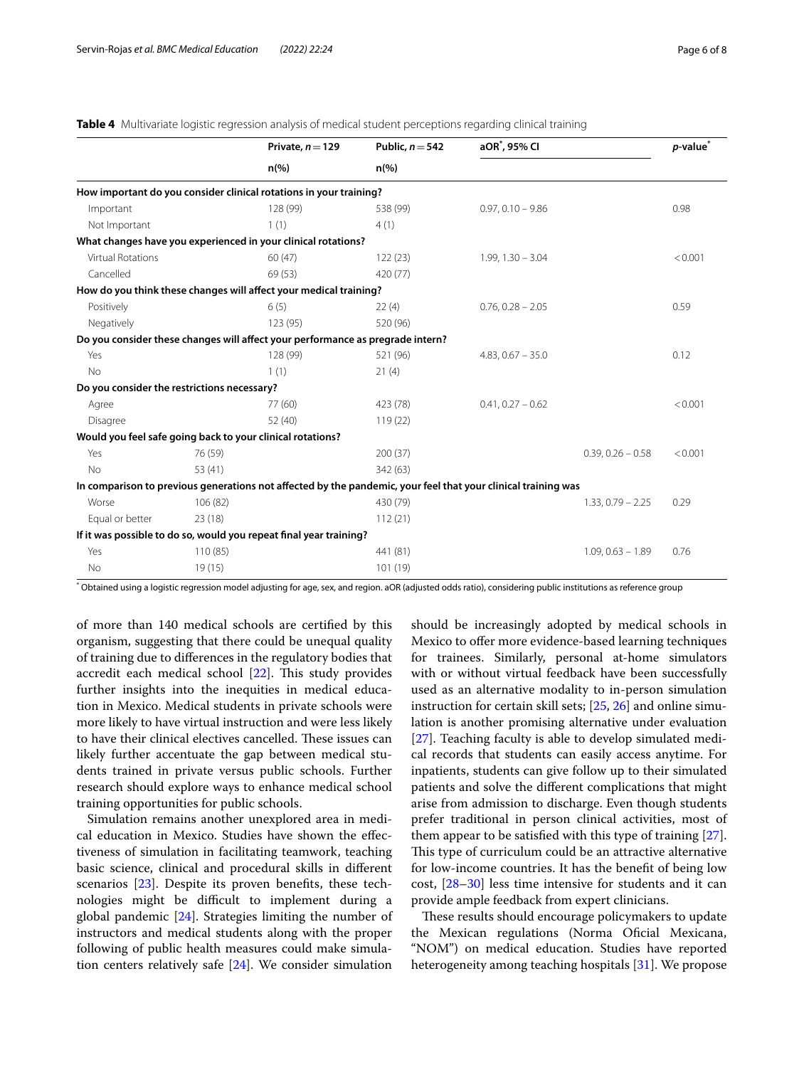**Table 4** Multivariate logistic regression analysis of medical student perceptions regarding clinical training

| | Private, $n=129$ | Public, $n=542$ | aOR[*], 95% CI | *p*-value[*] |
|---|---|---|---|---|
| | n(%) | n(%) | | |
| **How important do you consider clinical rotations in your training?** | | | | |
| Important | 128 (99) | 538 (99) | 0.97, 0.10 – 9.86 | 0.98 |
| Not Important | 1 (1) | 4 (1) | | |
| **What changes have you experienced in your clinical rotations?** | | | | |
| Virtual Rotations | 60 (47) | 122 (23) | 1.99, 1.30 – 3.04 | < 0.001 |
| Cancelled | 69 (53) | 420 (77) | | |
| **How do you think these changes will affect your medical training?** | | | | |
| Positively | 6 (5) | 22 (4) | 0.76, 0.28 – 2.05 | 0.59 |
| Negatively | 123 (95) | 520 (96) | | |
| **Do you consider these changes will affect your performance as pregrade intern?** | | | | |
| Yes | 128 (99) | 521 (96) | 4.83, 0.67 – 35.0 | 0.12 |
| No | 1 (1) | 21 (4) | | |
| **Do you consider the restrictions necessary?** | | | | |
| Agree | 77 (60) | 423 (78) | 0.41, 0.27 – 0.62 | < 0.001 |
| Disagree | 52 (40) | 119 (22) | | |
| **Would you feel safe going back to your clinical rotations?** | | | | |
| Yes | 76 (59) | 200 (37) | 0.39, 0.26 – 0.58 | < 0.001 |
| No | 53 (41) | 342 (63) | | |
| **In comparison to previous generations not affected by the pandemic, your feel that your clinical training was** | | | | |
| Worse | 106 (82) | 430 (79) | 1.33, 0.79 – 2.25 | 0.29 |
| Equal or better | 23 (18) | 112 (21) | | |
| **If it was possible to do so, would you repeat final year training?** | | | | |
| Yes | 110 (85) | 441 (81) | 1.09, 0.63 – 1.89 | 0.76 |
| No | 19 (15) | 101 (19) | | |

[*] Obtained using a logistic regression model adjusting for age, sex, and region. aOR (adjusted odds ratio), considering public institutions as reference group

of more than 140 medical schools are certified by this organism, suggesting that there could be unequal quality of training due to differences in the regulatory bodies that accredit each medical school [22]. This study provides further insights into the inequities in medical education in Mexico. Medical students in private schools were more likely to have virtual instruction and were less likely to have their clinical electives cancelled. These issues can likely further accentuate the gap between medical students trained in private versus public schools. Further research should explore ways to enhance medical school training opportunities for public schools.

Simulation remains another unexplored area in medical education in Mexico. Studies have shown the effectiveness of simulation in facilitating teamwork, teaching basic science, clinical and procedural skills in different scenarios [23]. Despite its proven benefits, these technologies might be difficult to implement during a global pandemic [24]. Strategies limiting the number of instructors and medical students along with the proper following of public health measures could make simulation centers relatively safe [24]. We consider simulation should be increasingly adopted by medical schools in Mexico to offer more evidence-based learning techniques for trainees. Similarly, personal at-home simulators with or without virtual feedback have been successfully used as an alternative modality to in-person simulation instruction for certain skill sets; [25, 26] and online simulation is another promising alternative under evaluation [27]. Teaching faculty is able to develop simulated medical records that students can easily access anytime. For inpatients, students can give follow up to their simulated patients and solve the different complications that might arise from admission to discharge. Even though students prefer traditional in person clinical activities, most of them appear to be satisfied with this type of training [27]. This type of curriculum could be an attractive alternative for low-income countries. It has the benefit of being low cost, [28–30] less time intensive for students and it can provide ample feedback from expert clinicians.

These results should encourage policymakers to update the Mexican regulations (Norma Oficial Mexicana, "NOM") on medical education. Studies have reported heterogeneity among teaching hospitals [31]. We propose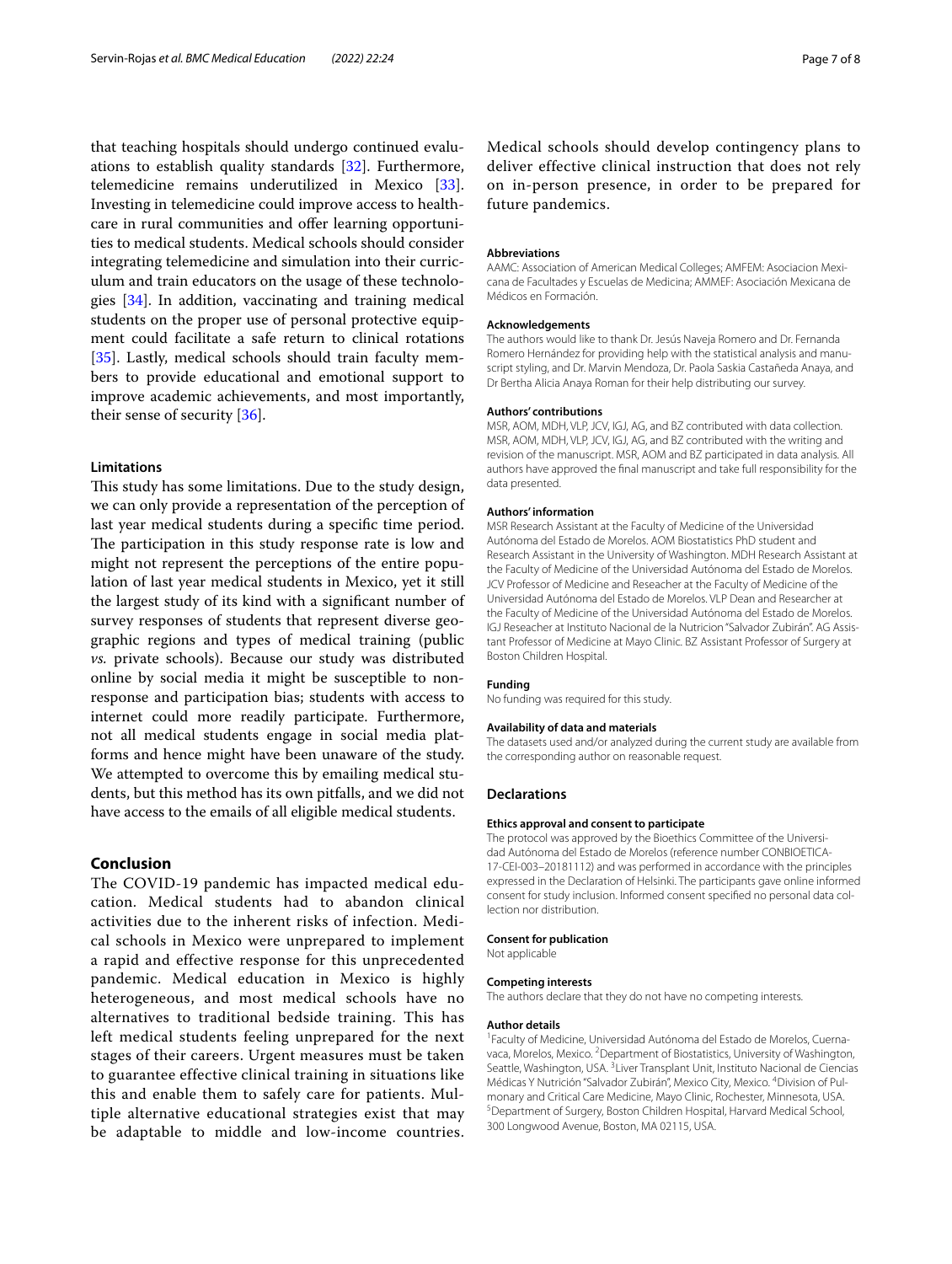that teaching hospitals should undergo continued evaluations to establish quality standards [32]. Furthermore, telemedicine remains underutilized in Mexico [33]. Investing in telemedicine could improve access to healthcare in rural communities and offer learning opportunities to medical students. Medical schools should consider integrating telemedicine and simulation into their curriculum and train educators on the usage of these technologies [34]. In addition, vaccinating and training medical students on the proper use of personal protective equipment could facilitate a safe return to clinical rotations [35]. Lastly, medical schools should train faculty members to provide educational and emotional support to improve academic achievements, and most importantly, their sense of security [36].

### Limitations

This study has some limitations. Due to the study design, we can only provide a representation of the perception of last year medical students during a specific time period. The participation in this study response rate is low and might not represent the perceptions of the entire population of last year medical students in Mexico, yet it still the largest study of its kind with a significant number of survey responses of students that represent diverse geographic regions and types of medical training (public *vs.* private schools). Because our study was distributed online by social media it might be susceptible to non-response and participation bias; students with access to internet could more readily participate. Furthermore, not all medical students engage in social media platforms and hence might have been unaware of the study. We attempted to overcome this by emailing medical students, but this method has its own pitfalls, and we did not have access to the emails of all eligible medical students.

## Conclusion

The COVID-19 pandemic has impacted medical education. Medical students had to abandon clinical activities due to the inherent risks of infection. Medical schools in Mexico were unprepared to implement a rapid and effective response for this unprecedented pandemic. Medical education in Mexico is highly heterogeneous, and most medical schools have no alternatives to traditional bedside training. This has left medical students feeling unprepared for the next stages of their careers. Urgent measures must be taken to guarantee effective clinical training in situations like this and enable them to safely care for patients. Multiple alternative educational strategies exist that may be adaptable to middle and low-income countries. Medical schools should develop contingency plans to deliver effective clinical instruction that does not rely on in-person presence, in order to be prepared for future pandemics.

#### Abbreviations

AAMC: Association of American Medical Colleges; AMFEM: Asociacion Mexicana de Facultades y Escuelas de Medicina; AMMEF: Asociación Mexicana de Médicos en Formación.

#### Acknowledgements

The authors would like to thank Dr. Jesús Naveja Romero and Dr. Fernanda Romero Hernández for providing help with the statistical analysis and manuscript styling, and Dr. Marvin Mendoza, Dr. Paola Saskia Castañeda Anaya, and Dr Bertha Alicia Anaya Roman for their help distributing our survey.

#### Authors' contributions

MSR, AOM, MDH, VLP, JCV, IGJ, AG, and BZ contributed with data collection. MSR, AOM, MDH, VLP, JCV, IGJ, AG, and BZ contributed with the writing and revision of the manuscript. MSR, AOM and BZ participated in data analysis. All authors have approved the final manuscript and take full responsibility for the data presented.

#### Authors' information

MSR Research Assistant at the Faculty of Medicine of the Universidad Autónoma del Estado de Morelos. AOM Biostatistics PhD student and Research Assistant in the University of Washington. MDH Research Assistant at the Faculty of Medicine of the Universidad Autónoma del Estado de Morelos. JCV Professor of Medicine and Reseacher at the Faculty of Medicine of the Universidad Autónoma del Estado de Morelos. VLP Dean and Researcher at the Faculty of Medicine of the Universidad Autónoma del Estado de Morelos. IGJ Reseacher at Instituto Nacional de la Nutricion "Salvador Zubirán". AG Assistant Professor of Medicine at Mayo Clinic. BZ Assistant Professor of Surgery at Boston Children Hospital.

#### Funding

No funding was required for this study.

#### Availability of data and materials

The datasets used and/or analyzed during the current study are available from the corresponding author on reasonable request.

### Declarations

#### Ethics approval and consent to participate

The protocol was approved by the Bioethics Committee of the Universidad Autónoma del Estado de Morelos (reference number CONBIOETICA-17-CEI-003–20181112) and was performed in accordance with the principles expressed in the Declaration of Helsinki. The participants gave online informed consent for study inclusion. Informed consent specified no personal data collection nor distribution.

#### Consent for publication

Not applicable

#### Competing interests

The authors declare that they do not have no competing interests.

#### Author details

[1]Faculty of Medicine, Universidad Autónoma del Estado de Morelos, Cuernavaca, Morelos, Mexico. [2]Department of Biostatistics, University of Washington, Seattle, Washington, USA. [3]Liver Transplant Unit, Instituto Nacional de Ciencias Médicas Y Nutrición "Salvador Zubirán", Mexico City, Mexico. [4]Division of Pulmonary and Critical Care Medicine, Mayo Clinic, Rochester, Minnesota, USA. [5]Department of Surgery, Boston Children Hospital, Harvard Medical School, 300 Longwood Avenue, Boston, MA 02115, USA.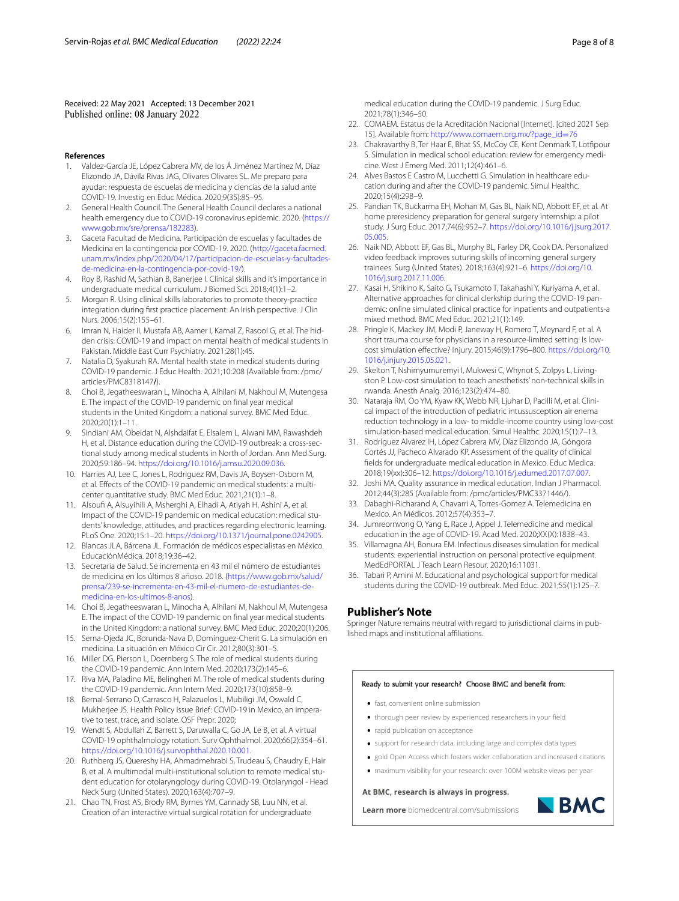Received: 22 May 2021 Accepted: 13 December 2021
Published online: 08 January 2022

## References

1. Valdez-García JE, López Cabrera MV, de los Á Jiménez Martínez M, Díaz Elizondo JA, Dávila Rivas JAG, Olivares Olivares SL. Me preparo para ayudar: respuesta de escuelas de medicina y ciencias de la salud ante COVID-19. Investig en Educ Médica. 2020;9(35):85–95.
2. General Health Council. The General Health Council declares a national health emergency due to COVID-19 coronavirus epidemic. 2020. (https://www.gob.mx/sre/prensa/182283).
3. Gaceta Facultad de Medicina. Participación de escuelas y facultades de Medicina en la contingencia por COVID-19. 2020. (http://gaceta.facmed.unam.mx/index.php/2020/04/17/participacion-de-escuelas-y-facultades-de-medicina-en-la-contingencia-por-covid-19/).
4. Roy B, Rashid M, Sathian B, Banerjee I. Clinical skills and it's importance in undergraduate medical curriculum. J Biomed Sci. 2018;4(1):1–2.
5. Morgan R. Using clinical skills laboratories to promote theory-practice integration during first practice placement: An Irish perspective. J Clin Nurs. 2006;15(2):155–61.
6. Imran N, Haider II, Mustafa AB, Aamer I, Kamal Z, Rasool G, et al. The hidden crisis: COVID-19 and impact on mental health of medical students in Pakistan. Middle East Curr Psychiatry. 2021;28(1):45.
7. Natalia D, Syakurah RA. Mental health state in medical students during COVID-19 pandemic. J Educ Health. 2021;10:208 (Available from: /pmc/articles/PMC8318147/).
8. Choi B, Jegatheeswaran L, Minocha A, Alhilani M, Nakhoul M, Mutengesa E. The impact of the COVID-19 pandemic on final year medical students in the United Kingdom: a national survey. BMC Med Educ. 2020;20(1):1–11.
9. Sindiani AM, Obeidat N, Alshdaifat E, Elsalem L, Alwani MM, Rawashdeh H, et al. Distance education during the COVID-19 outbreak: a cross-sectional study among medical students in North of Jordan. Ann Med Surg. 2020;59:186–94. https://doi.org/10.1016/j.amsu.2020.09.036.
10. Harries AJ, Lee C, Jones L, Rodriguez RM, Davis JA, Boysen-Osborn M, et al. Effects of the COVID-19 pandemic on medical students: a multicenter quantitative study. BMC Med Educ. 2021;21(1):1–8.
11. Alsoufi A, Alsuyihili A, Msherghi A, Elhadi A, Atiyah H, Ashini A, et al. Impact of the COVID-19 pandemic on medical education: medical students' knowledge, attitudes, and practices regarding electronic learning. PLoS One. 2020;15:1–20. https://doi.org/10.1371/journal.pone.0242905.
12. Blancas JLA, Bárcena JL. Formación de médicos especialistas en México. EducaciónMédica. 2018;19:36–42.
13. Secretaria de Salud. Se incrementa en 43 mil el número de estudiantes de medicina en los últimos 8 aňoso. 2018. (https://www.gob.mx/salud/prensa/239-se-incrementa-en-43-mil-el-numero-de-estudiantes-de-medicina-en-los-ultimos-8-anos).
14. Choi B, Jegatheeswaran L, Minocha A, Alhilani M, Nakhoul M, Mutengesa E. The impact of the COVID-19 pandemic on final year medical students in the United Kingdom: a national survey. BMC Med Educ. 2020;20(1):206.
15. Serna-Ojeda JC, Borunda-Nava D, Domínguez-Cherit G. La simulación en medicina. La situación en México Cir Cir. 2012;80(3):301–5.
16. Miller DG, Pierson L, Doernberg S. The role of medical students during the COVID-19 pandemic. Ann Intern Med. 2020;173(2):145–6.
17. Riva MA, Paladino ME, Belingheri M. The role of medical students during the COVID-19 pandemic. Ann Intern Med. 2020;173(10):858–9.
18. Bernal-Serrano D, Carrasco H, Palazuelos L, Mubiligi JM, Oswald C, Mukherjee JS. Health Policy Issue Brief: COVID-19 in Mexico, an imperative to test, trace, and isolate. OSF Prepr. 2020;
19. Wendt S, Abdullah Z, Barrett S, Daruwalla C, Go JA, Le B, et al. A virtual COVID-19 ophthalmology rotation. Surv Ophthalmol. 2020;66(2):354–61. https://doi.org/10.1016/j.survophthal.2020.10.001.
20. Ruthberg JS, Quereshy HA, Ahmadmehrabi S, Trudeau S, Chaudry E, Hair B, et al. A multimodal multi-institutional solution to remote medical student education for otolaryngology during COVID-19. Otolaryngol - Head Neck Surg (United States). 2020;163(4):707–9.
21. Chao TN, Frost AS, Brody RM, Byrnes YM, Cannady SB, Luu NN, et al. Creation of an interactive virtual surgical rotation for undergraduate medical education during the COVID-19 pandemic. J Surg Educ. 2021;78(1):346–50.
22. COMAEM. Estatus de la Acreditación Nacional [Internet]. [cited 2021 Sep 15]. Available from: http://www.comaem.org.mx/?page_id=76
23. Chakravarthy B, Ter Haar E, Bhat SS, McCoy CE, Kent Denmark T, Lotfipour S. Simulation in medical school education: review for emergency medicine. West J Emerg Med. 2011;12(4):461–6.
24. Alves Bastos E Castro M, Lucchetti G. Simulation in healthcare education during and after the COVID-19 pandemic. Simul Healthc. 2020;15(4):298–9.
25. Pandian TK, Buckarma EH, Mohan M, Gas BL, Naik ND, Abbott EF, et al. At home preresidency preparation for general surgery internship: a pilot study. J Surg Educ. 2017;74(6):952–7. https://doi.org/10.1016/j.jsurg.2017.05.005.
26. Naik ND, Abbott EF, Gas BL, Murphy BL, Farley DR, Cook DA. Personalized video feedback improves suturing skills of incoming general surgery trainees. Surg (United States). 2018;163(4):921–6. https://doi.org/10.1016/j.surg.2017.11.006.
27. Kasai H, Shikino K, Saito G, Tsukamoto T, Takahashi Y, Kuriyama A, et al. Alternative approaches for clinical clerkship during the COVID-19 pandemic: online simulated clinical practice for inpatients and outpatients-a mixed method. BMC Med Educ. 2021;21(1):149.
28. Pringle K, Mackey JM, Modi P, Janeway H, Romero T, Meynard F, et al. A short trauma course for physicians in a resource-limited setting: Is low-cost simulation effective? Injury. 2015;46(9):1796–800. https://doi.org/10.1016/j.injury.2015.05.021.
29. Skelton T, Nshimyumuremyi I, Mukwesi C, Whynot S, Zolpys L, Livingston P. Low-cost simulation to teach anesthetists' non-technical skills in rwanda. Anesth Analg. 2016;123(2):474–80.
30. Nataraja RM, Oo YM, Kyaw KK, Webb NR, Ljuhar D, Pacilli M, et al. Clinical impact of the introduction of pediatric intussusception air enema reduction technology in a low- to middle-income country using low-cost simulation-based medical education. Simul Healthc. 2020;15(1):7–13.
31. Rodríguez Alvarez IH, López Cabrera MV, Díaz Elizondo JA, Góngora Cortés JJ, Pacheco Alvarado KP. Assessment of the quality of clinical fields for undergraduate medical education in Mexico. Educ Medica. 2018;19(xx):306–12. https://doi.org/10.1016/j.edumed.2017.07.007.
32. Joshi MA. Quality assurance in medical education. Indian J Pharmacol. 2012;44(3):285 (Available from: /pmc/articles/PMC3371446/).
33. Dabaghi-Richarand A, Chavarri A, Torres-Gomez A. Telemedicina en Mexico. An Médicos. 2012;57(4):353–7.
34. Jumreornvong O, Yang E, Race J, Appel J. Telemedicine and medical education in the age of COVID-19. Acad Med. 2020;XX(X):1838–43.
35. Villamagna AH, Bonura EM. Infectious diseases simulation for medical students: experiential instruction on personal protective equipment. MedEdPORTAL J Teach Learn Resour. 2020;16:11031.
36. Tabari P, Amini M. Educational and psychological support for medical students during the COVID-19 outbreak. Med Educ. 2021;55(1):125–7.

## Publisher's Note

Springer Nature remains neutral with regard to jurisdictional claims in published maps and institutional affiliations.

Ready to submit your research? Choose BMC and benefit from:

- fast, convenient online submission
- thorough peer review by experienced researchers in your field
- rapid publication on acceptance
- support for research data, including large and complex data types
- gold Open Access which fosters wider collaboration and increased citations
- maximum visibility for your research: over 100M website views per year

**At BMC, research is always in progress.**

**Learn more** biomedcentral.com/submissions

BMC